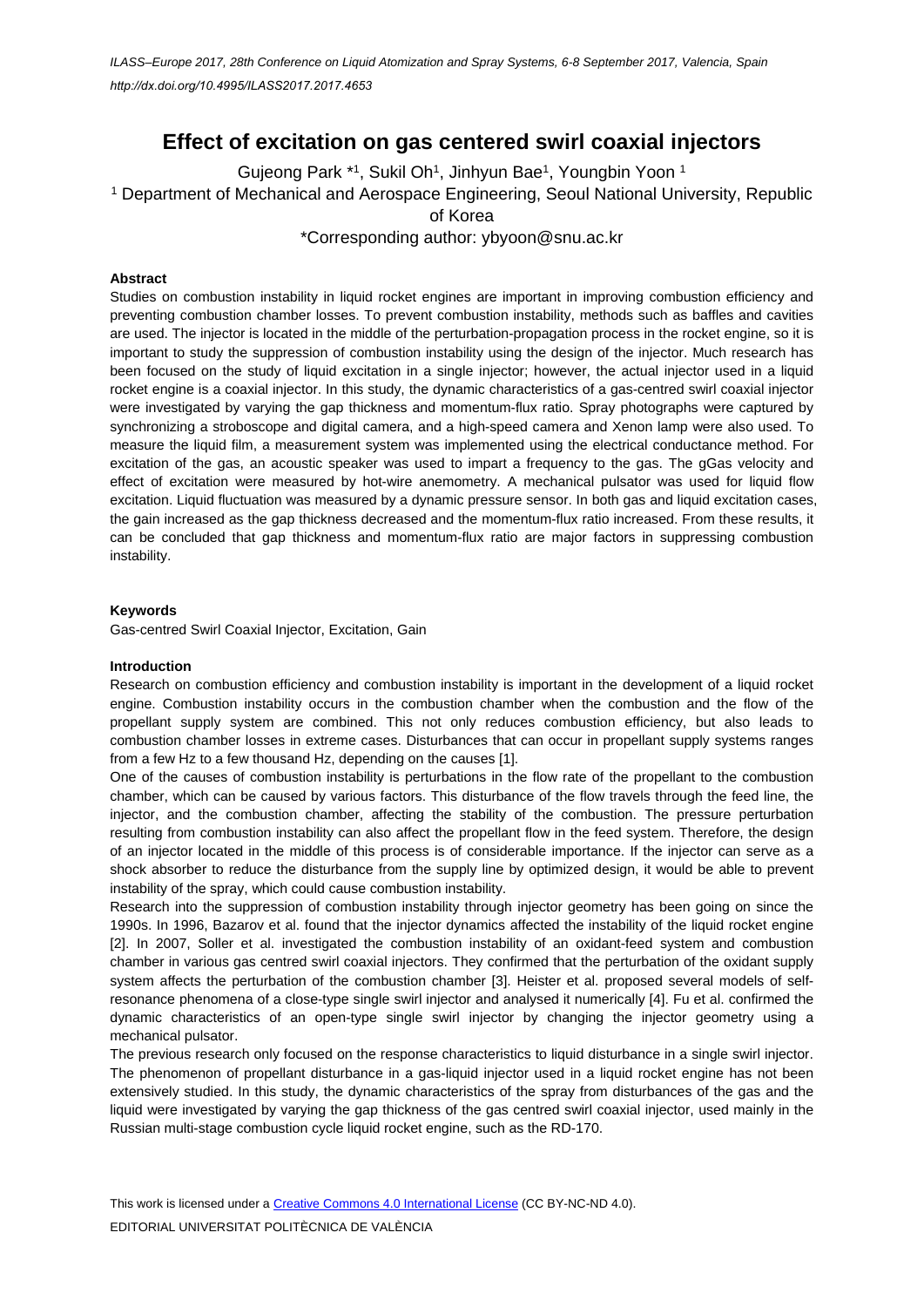ILASS–Europe 2017, 28th Conference on Liquid Atomization and Spray Systems, 6-8 September 2017, Valencia, Spain

http://dx.doi.org/10.4995/ILASS2017.2017.4653

# Effect of excitation on gas centered swirl coaxial injectors

Gujeong Park *[1], Sukil Oh[1], Jinhyun Bae[1], Youngbin Yoon [1]

[1] Department of Mechanical and Aerospace Engineering, Seoul National University, Republic of Korea

*Corresponding author: ybyoon@snu.ac.kr

## Abstract

Studies on combustion instability in liquid rocket engines are important in improving combustion efficiency and preventing combustion chamber losses. To prevent combustion instability, methods such as baffles and cavities are used. The injector is located in the middle of the perturbation-propagation process in the rocket engine, so it is important to study the suppression of combustion instability using the design of the injector. Much research has been focused on the study of liquid excitation in a single injector; however, the actual injector used in a liquid rocket engine is a coaxial injector. In this study, the dynamic characteristics of a gas-centred swirl coaxial injector were investigated by varying the gap thickness and momentum-flux ratio. Spray photographs were captured by synchronizing a stroboscope and digital camera, and a high-speed camera and Xenon lamp were also used. To measure the liquid film, a measurement system was implemented using the electrical conductance method. For excitation of the gas, an acoustic speaker was used to impart a frequency to the gas. The gGas velocity and effect of excitation were measured by hot-wire anemometry. A mechanical pulsator was used for liquid flow excitation. Liquid fluctuation was measured by a dynamic pressure sensor. In both gas and liquid excitation cases, the gain increased as the gap thickness decreased and the momentum-flux ratio increased. From these results, it can be concluded that gap thickness and momentum-flux ratio are major factors in suppressing combustion instability.

## Keywords

Gas-centred Swirl Coaxial Injector, Excitation, Gain

## Introduction

Research on combustion efficiency and combustion instability is important in the development of a liquid rocket engine. Combustion instability occurs in the combustion chamber when the combustion and the flow of the propellant supply system are combined. This not only reduces combustion efficiency, but also leads to combustion chamber losses in extreme cases. Disturbances that can occur in propellant supply systems ranges from a few Hz to a few thousand Hz, depending on the causes [1].

One of the causes of combustion instability is perturbations in the flow rate of the propellant to the combustion chamber, which can be caused by various factors. This disturbance of the flow travels through the feed line, the injector, and the combustion chamber, affecting the stability of the combustion. The pressure perturbation resulting from combustion instability can also affect the propellant flow in the feed system. Therefore, the design of an injector located in the middle of this process is of considerable importance. If the injector can serve as a shock absorber to reduce the disturbance from the supply line by optimized design, it would be able to prevent instability of the spray, which could cause combustion instability.

Research into the suppression of combustion instability through injector geometry has been going on since the 1990s. In 1996, Bazarov et al. found that the injector dynamics affected the instability of the liquid rocket engine [2]. In 2007, Soller et al. investigated the combustion instability of an oxidant-feed system and combustion chamber in various gas centred swirl coaxial injectors. They confirmed that the perturbation of the oxidant supply system affects the perturbation of the combustion chamber [3]. Heister et al. proposed several models of self-resonance phenomena of a close-type single swirl injector and analysed it numerically [4]. Fu et al. confirmed the dynamic characteristics of an open-type single swirl injector by changing the injector geometry using a mechanical pulsator.

The previous research only focused on the response characteristics to liquid disturbance in a single swirl injector. The phenomenon of propellant disturbance in a gas-liquid injector used in a liquid rocket engine has not been extensively studied. In this study, the dynamic characteristics of the spray from disturbances of the gas and the liquid were investigated by varying the gap thickness of the gas centred swirl coaxial injector, used mainly in the Russian multi-stage combustion cycle liquid rocket engine, such as the RD-170.

This work is licensed under a Creative Commons 4.0 International License (CC BY-NC-ND 4.0).

EDITORIAL UNIVERSITAT POLITÈCNICA DE VALÈNCIA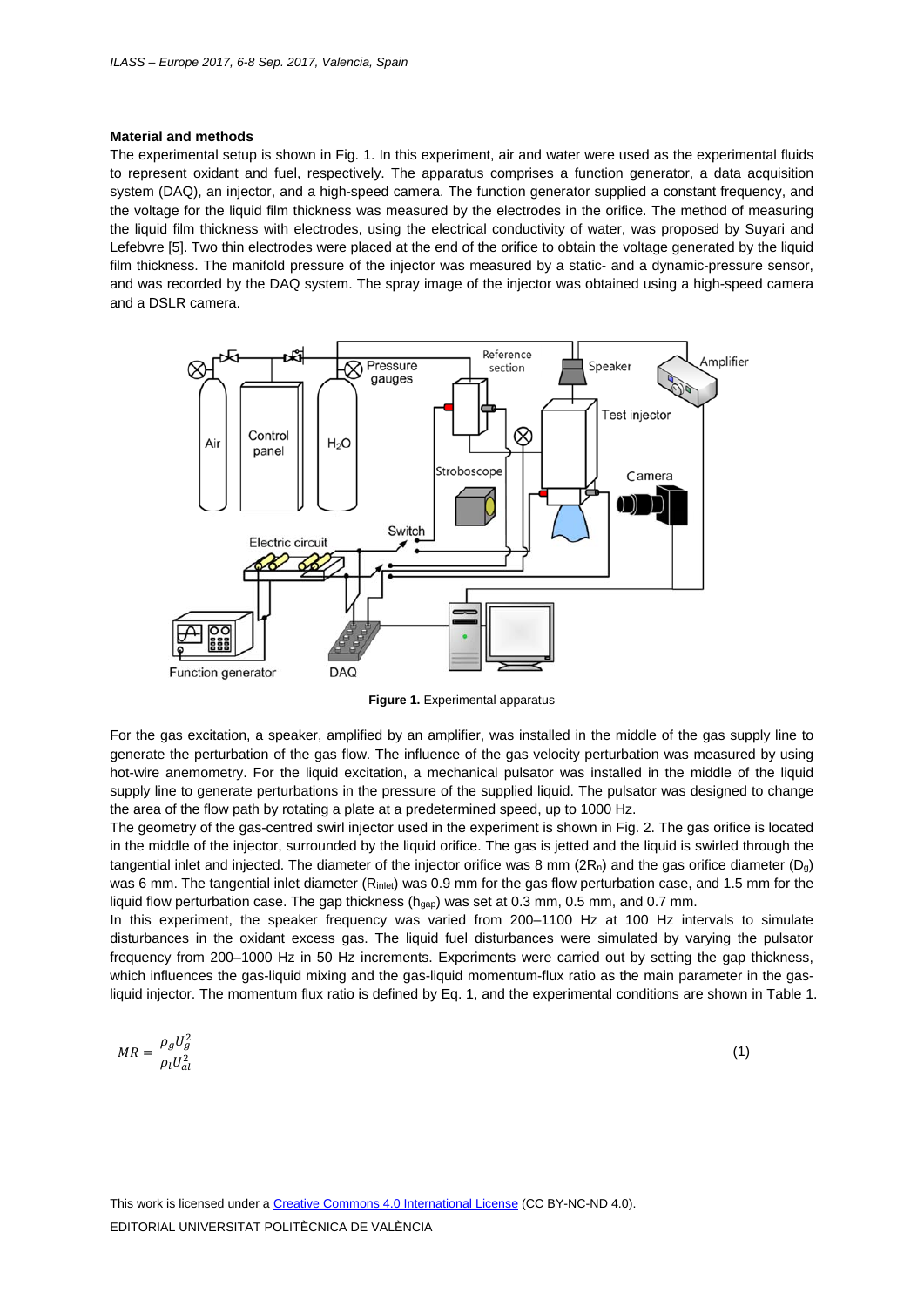## Material and methods

The experimental setup is shown in Fig. 1. In this experiment, air and water were used as the experimental fluids to represent oxidant and fuel, respectively. The apparatus comprises a function generator, a data acquisition system (DAQ), an injector, and a high-speed camera. The function generator supplied a constant frequency, and the voltage for the liquid film thickness was measured by the electrodes in the orifice. The method of measuring the liquid film thickness with electrodes, using the electrical conductivity of water, was proposed by Suyari and Lefebvre [5]. Two thin electrodes were placed at the end of the orifice to obtain the voltage generated by the liquid film thickness. The manifold pressure of the injector was measured by a static- and a dynamic-pressure sensor, and was recorded by the DAQ system. The spray image of the injector was obtained using a high-speed camera and a DSLR camera.

**Figure 1.** Experimental apparatus

For the gas excitation, a speaker, amplified by an amplifier, was installed in the middle of the gas supply line to generate the perturbation of the gas flow. The influence of the gas velocity perturbation was measured by using hot-wire anemometry. For the liquid excitation, a mechanical pulsator was installed in the middle of the liquid supply line to generate perturbations in the pressure of the supplied liquid. The pulsator was designed to change the area of the flow path by rotating a plate at a predetermined speed, up to 1000 Hz.

The geometry of the gas-centred swirl injector used in the experiment is shown in Fig. 2. The gas orifice is located in the middle of the injector, surrounded by the liquid orifice. The gas is jetted and the liquid is swirled through the tangential inlet and injected. The diameter of the injector orifice was 8 mm ($2R_n$) and the gas orifice diameter ($D_g$) was 6 mm. The tangential inlet diameter ($R_{inlet}$) was 0.9 mm for the gas flow perturbation case, and 1.5 mm for the liquid flow perturbation case. The gap thickness ($h_{gap}$) was set at 0.3 mm, 0.5 mm, and 0.7 mm.

In this experiment, the speaker frequency was varied from 200–1100 Hz at 100 Hz intervals to simulate disturbances in the oxidant excess gas. The liquid fuel disturbances were simulated by varying the pulsator frequency from 200–1000 Hz in 50 Hz increments. Experiments were carried out by setting the gap thickness, which influences the gas-liquid mixing and the gas-liquid momentum-flux ratio as the main parameter in the gas-liquid injector. The momentum flux ratio is defined by Eq. 1, and the experimental conditions are shown in Table 1.

$$MR = \frac{\rho_g U_g^2}{\rho_l U_{al}^2} \tag{1}$$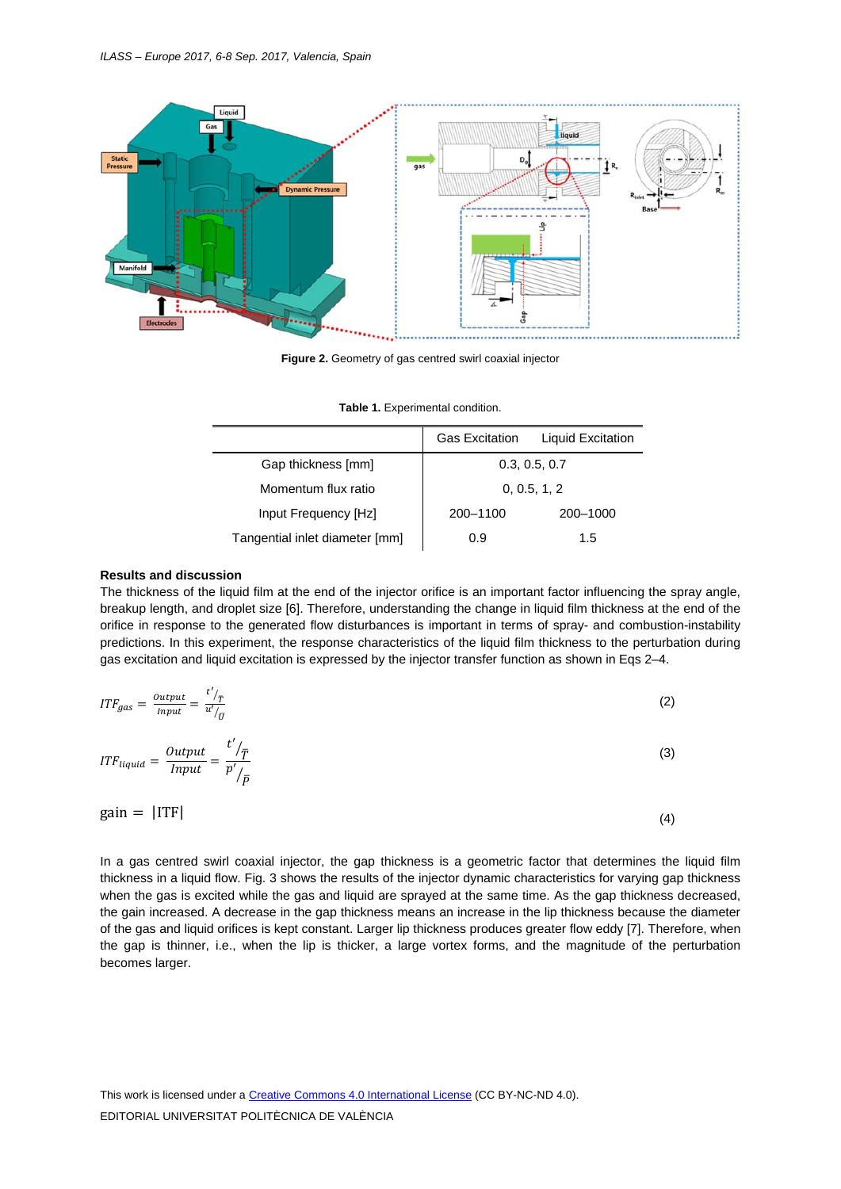Figure 2. Geometry of gas centred swirl coaxial injector

**Table 1.** Experimental condition.

| | Gas Excitation | Liquid Excitation |
|---|---|---|
| Gap thickness [mm] | 0.3, 0.5, 0.7 | |
| Momentum flux ratio | 0, 0.5, 1, 2 | |
| Input Frequency [Hz] | 200–1100 | 200–1000 |
| Tangential inlet diameter [mm] | 0.9 | 1.5 |

**Results and discussion**

The thickness of the liquid film at the end of the injector orifice is an important factor influencing the spray angle, breakup length, and droplet size [6]. Therefore, understanding the change in liquid film thickness at the end of the orifice in response to the generated flow disturbances is important in terms of spray- and combustion-instability predictions. In this experiment, the response characteristics of the liquid film thickness to the perturbation during gas excitation and liquid excitation is expressed by the injector transfer function as shown in Eqs 2–4.

$$ITF_{gas} = \frac{Output}{Input} = \frac{t'/\bar{T}}{u'/\bar{U}} \tag{2}$$

$$ITF_{liquid} = \frac{Output}{Input} = \frac{t'/\bar{T}}{p'/\bar{P}} \tag{3}$$

$$\text{gain} = |\text{ITF}| \tag{4}$$

In a gas centred swirl coaxial injector, the gap thickness is a geometric factor that determines the liquid film thickness in a liquid flow. Fig. 3 shows the results of the injector dynamic characteristics for varying gap thickness when the gas is excited while the gas and liquid are sprayed at the same time. As the gap thickness decreased, the gain increased. A decrease in the gap thickness means an increase in the lip thickness because the diameter of the gas and liquid orifices is kept constant. Larger lip thickness produces greater flow eddy [7]. Therefore, when the gap is thinner, i.e., when the lip is thicker, a large vortex forms, and the magnitude of the perturbation becomes larger.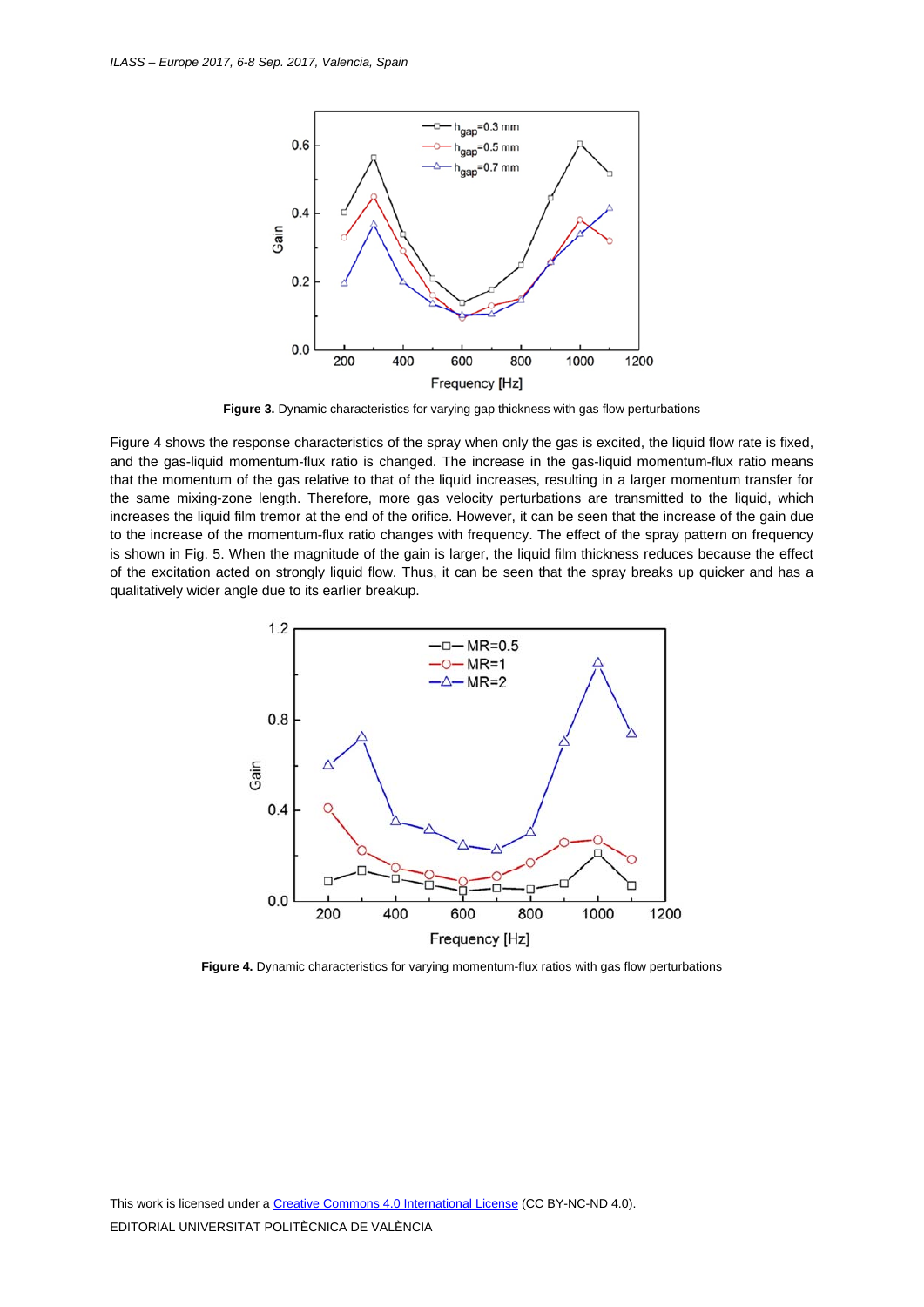**Figure 3.** Dynamic characteristics for varying gap thickness with gas flow perturbations

Figure 4 shows the response characteristics of the spray when only the gas is excited, the liquid flow rate is fixed, and the gas-liquid momentum-flux ratio is changed. The increase in the gas-liquid momentum-flux ratio means that the momentum of the gas relative to that of the liquid increases, resulting in a larger momentum transfer for the same mixing-zone length. Therefore, more gas velocity perturbations are transmitted to the liquid, which increases the liquid film tremor at the end of the orifice. However, it can be seen that the increase of the gain due to the increase of the momentum-flux ratio changes with frequency. The effect of the spray pattern on frequency is shown in Fig. 5. When the magnitude of the gain is larger, the liquid film thickness reduces because the effect of the excitation acted on strongly liquid flow. Thus, it can be seen that the spray breaks up quicker and has a qualitatively wider angle due to its earlier breakup.

**Figure 4.** Dynamic characteristics for varying momentum-flux ratios with gas flow perturbations

This work is licensed under a Creative Commons 4.0 International License (CC BY-NC-ND 4.0).

EDITORIAL UNIVERSITAT POLITÈCNICA DE VALÈNCIA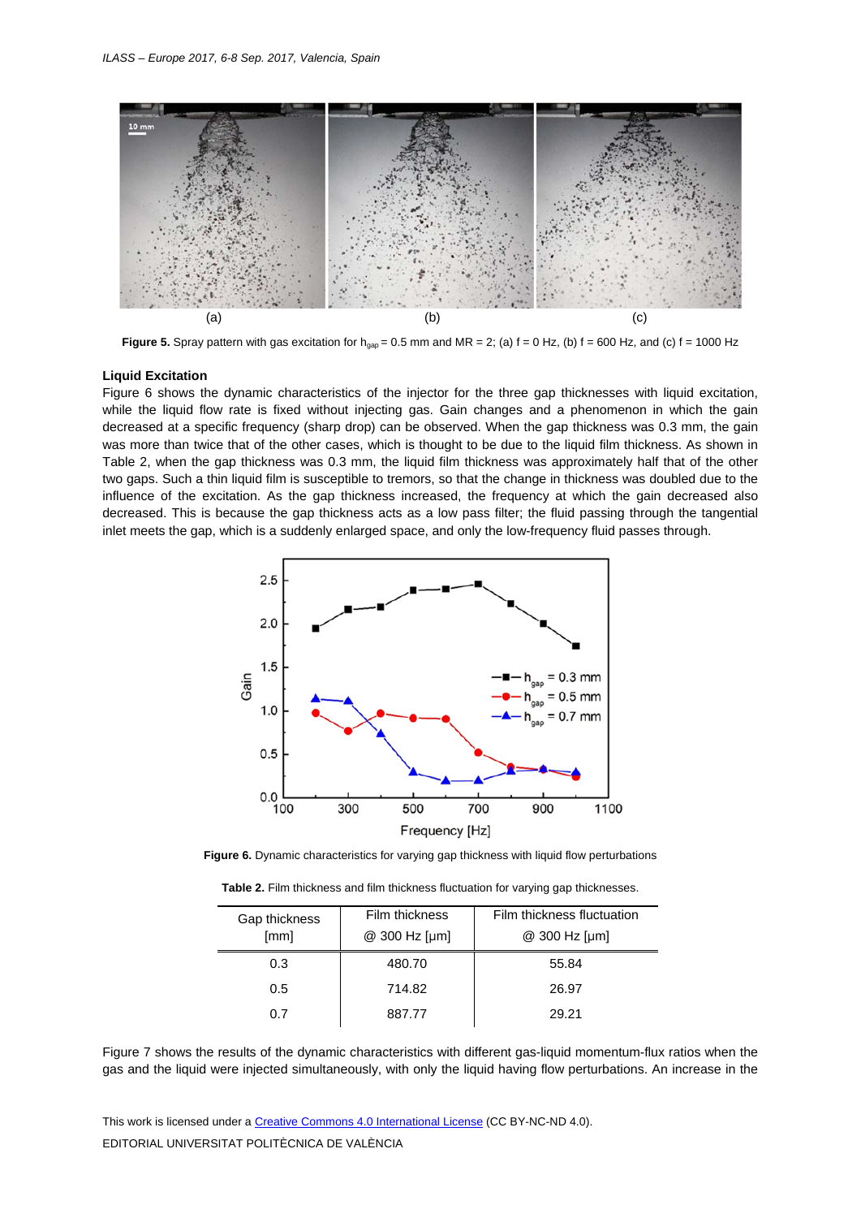**Figure 5.** Spray pattern with gas excitation for $h_{gap}$ = 0.5 mm and MR = 2; (a) f = 0 Hz, (b) f = 600 Hz, and (c) f = 1000 Hz

### Liquid Excitation

Figure 6 shows the dynamic characteristics of the injector for the three gap thicknesses with liquid excitation, while the liquid flow rate is fixed without injecting gas. Gain changes and a phenomenon in which the gain decreased at a specific frequency (sharp drop) can be observed. When the gap thickness was 0.3 mm, the gain was more than twice that of the other cases, which is thought to be due to the liquid film thickness. As shown in Table 2, when the gap thickness was 0.3 mm, the liquid film thickness was approximately half that of the other two gaps. Such a thin liquid film is susceptible to tremors, so that the change in thickness was doubled due to the influence of the excitation. As the gap thickness increased, the frequency at which the gain decreased also decreased. This is because the gap thickness acts as a low pass filter; the fluid passing through the tangential inlet meets the gap, which is a suddenly enlarged space, and only the low-frequency fluid passes through.

**Figure 6.** Dynamic characteristics for varying gap thickness with liquid flow perturbations

**Table 2.** Film thickness and film thickness fluctuation for varying gap thicknesses.

| Gap thickness [mm] | Film thickness @ 300 Hz [μm] | Film thickness fluctuation @ 300 Hz [μm] |
|---|---|---|
| 0.3 | 480.70 | 55.84 |
| 0.5 | 714.82 | 26.97 |
| 0.7 | 887.77 | 29.21 |

Figure 7 shows the results of the dynamic characteristics with different gas-liquid momentum-flux ratios when the gas and the liquid were injected simultaneously, with only the liquid having flow perturbations. An increase in the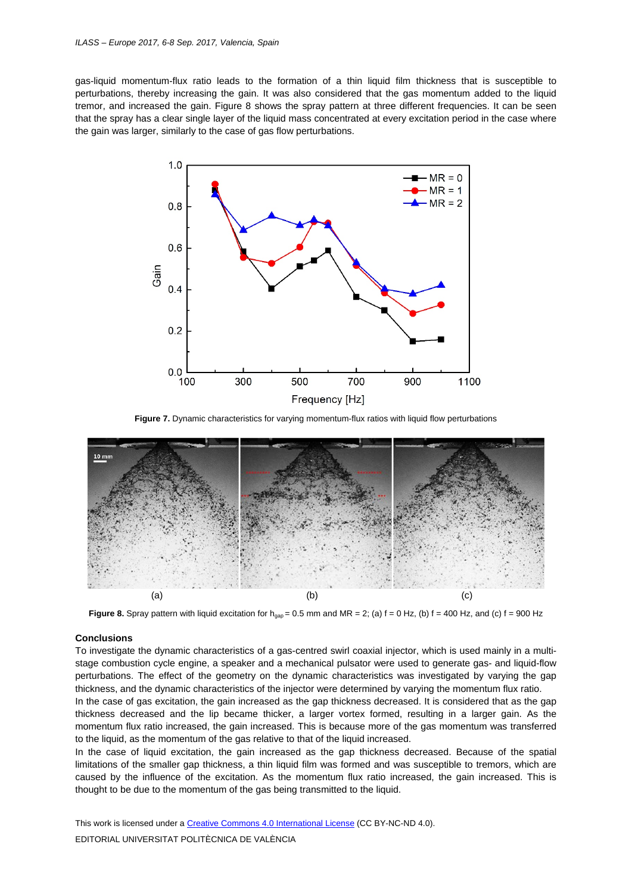gas-liquid momentum-flux ratio leads to the formation of a thin liquid film thickness that is susceptible to perturbations, thereby increasing the gain. It was also considered that the gas momentum added to the liquid tremor, and increased the gain. Figure 8 shows the spray pattern at three different frequencies. It can be seen that the spray has a clear single layer of the liquid mass concentrated at every excitation period in the case where the gain was larger, similarly to the case of gas flow perturbations.

**Figure 7.** Dynamic characteristics for varying momentum-flux ratios with liquid flow perturbations

**Figure 8.** Spray pattern with liquid excitation for $h_{gap}$ = 0.5 mm and MR = 2; (a) f = 0 Hz, (b) f = 400 Hz, and (c) f = 900 Hz

## Conclusions

To investigate the dynamic characteristics of a gas-centred swirl coaxial injector, which is used mainly in a multi-stage combustion cycle engine, a speaker and a mechanical pulsator were used to generate gas- and liquid-flow perturbations. The effect of the geometry on the dynamic characteristics was investigated by varying the gap thickness, and the dynamic characteristics of the injector were determined by varying the momentum flux ratio.

In the case of gas excitation, the gain increased as the gap thickness decreased. It is considered that as the gap thickness decreased and the lip became thicker, a larger vortex formed, resulting in a larger gain. As the momentum flux ratio increased, the gain increased. This is because more of the gas momentum was transferred to the liquid, as the momentum of the gas relative to that of the liquid increased.

In the case of liquid excitation, the gain increased as the gap thickness decreased. Because of the spatial limitations of the smaller gap thickness, a thin liquid film was formed and was susceptible to tremors, which are caused by the influence of the excitation. As the momentum flux ratio increased, the gain increased. This is thought to be due to the momentum of the gas being transmitted to the liquid.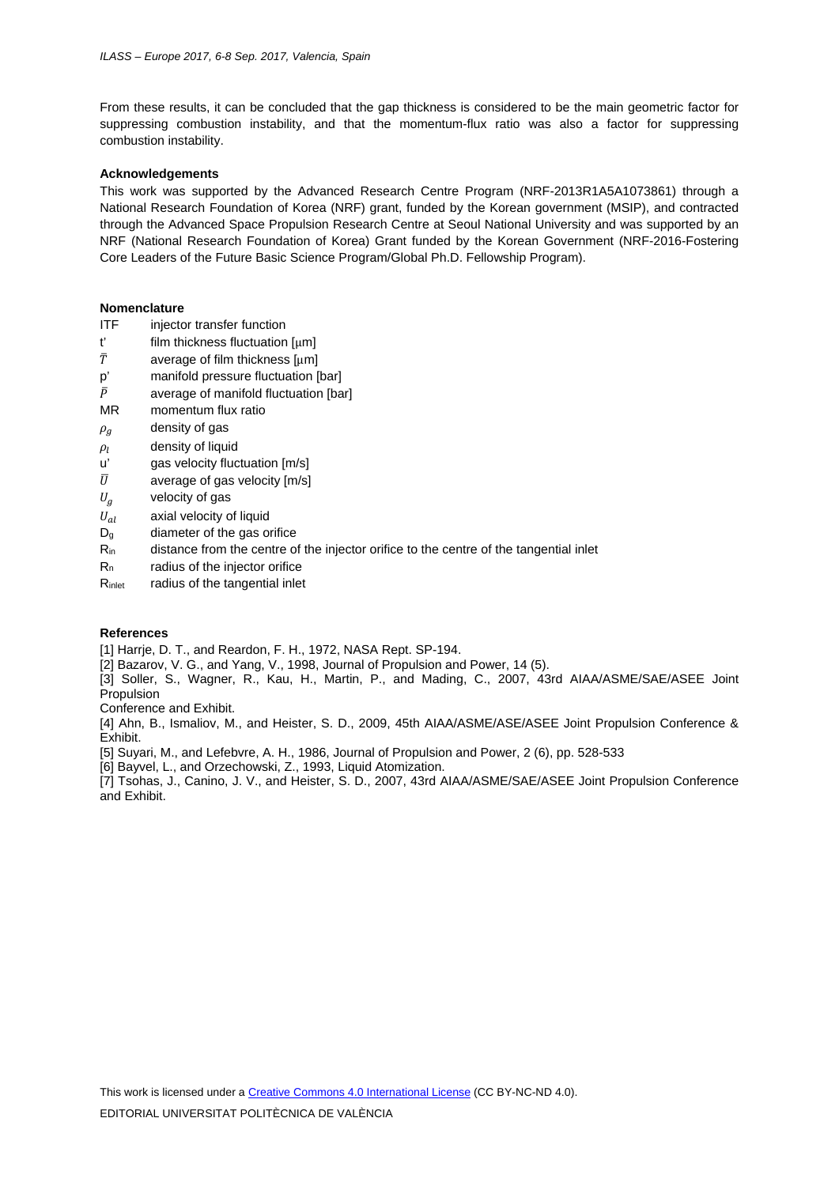From these results, it can be concluded that the gap thickness is considered to be the main geometric factor for suppressing combustion instability, and that the momentum-flux ratio was also a factor for suppressing combustion instability.

**Acknowledgements**

This work was supported by the Advanced Research Centre Program (NRF-2013R1A5A1073861) through a National Research Foundation of Korea (NRF) grant, funded by the Korean government (MSIP), and contracted through the Advanced Space Propulsion Research Centre at Seoul National University and was supported by an NRF (National Research Foundation of Korea) Grant funded by the Korean Government (NRF-2016-Fostering Core Leaders of the Future Basic Science Program/Global Ph.D. Fellowship Program).

**Nomenclature**

| | |
|---|---|
| ITF | injector transfer function |
| t' | film thickness fluctuation [μm] |
| $\bar{T}$ | average of film thickness [μm] |
| p' | manifold pressure fluctuation [bar] |
| $\bar{P}$ | average of manifold fluctuation [bar] |
| MR | momentum flux ratio |
| $\rho_g$ | density of gas |
| $\rho_l$ | density of liquid |
| u' | gas velocity fluctuation [m/s] |
| $\bar{U}$ | average of gas velocity [m/s] |
| $U_g$ | velocity of gas |
| $U_{al}$ | axial velocity of liquid |
| $D_g$ | diameter of the gas orifice |
| $R_{in}$ | distance from the centre of the injector orifice to the centre of the tangential inlet |
| $R_n$ | radius of the injector orifice |
| $R_{inlet}$ | radius of the tangential inlet |

**References**

[1] Harrje, D. T., and Reardon, F. H., 1972, NASA Rept. SP-194.
[2] Bazarov, V. G., and Yang, V., 1998, Journal of Propulsion and Power, 14 (5).
[3] Soller, S., Wagner, R., Kau, H., Martin, P., and Mading, C., 2007, 43rd AIAA/ASME/SAE/ASEE Joint Propulsion Conference and Exhibit.
[4] Ahn, B., Ismaliov, M., and Heister, S. D., 2009, 45th AIAA/ASME/ASE/ASEE Joint Propulsion Conference & Exhibit.
[5] Suyari, M., and Lefebvre, A. H., 1986, Journal of Propulsion and Power, 2 (6), pp. 528-533
[6] Bayvel, L., and Orzechowski, Z., 1993, Liquid Atomization.
[7] Tsohas, J., Canino, J. V., and Heister, S. D., 2007, 43rd AIAA/ASME/SAE/ASEE Joint Propulsion Conference and Exhibit.

This work is licensed under a Creative Commons 4.0 International License (CC BY-NC-ND 4.0).

EDITORIAL UNIVERSITAT POLITÈCNICA DE VALÈNCIA